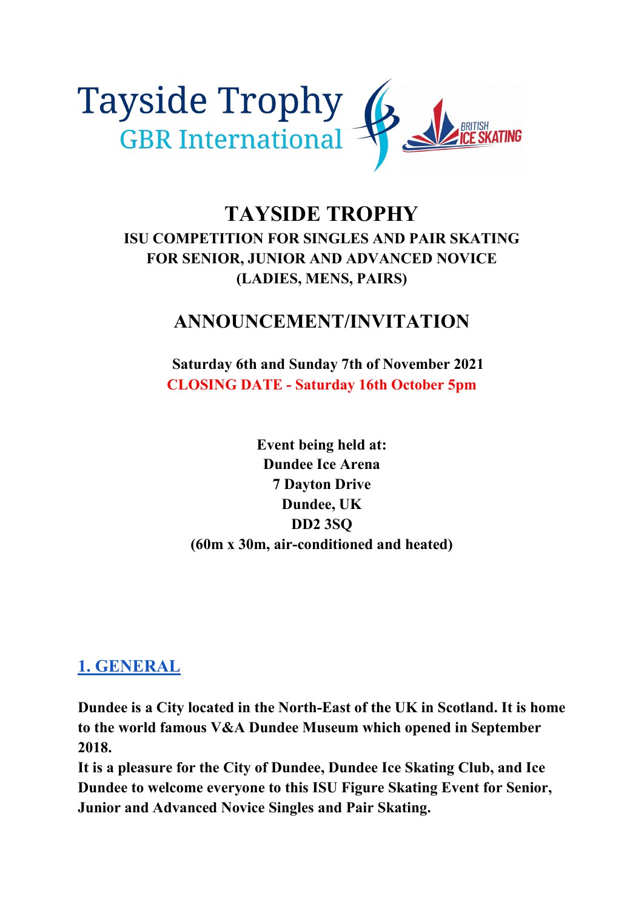Tayside Trophy
GBR International

# TAYSIDE TROPHY

## ISU COMPETITION FOR SINGLES AND PAIR SKATING FOR SENIOR, JUNIOR AND ADVANCED NOVICE (LADIES, MENS, PAIRS)

## ANNOUNCEMENT/INVITATION

**Saturday 6th and Sunday 7th of November 2021**

**CLOSING DATE - Saturday 16th October 5pm**

**Event being held at:**
**Dundee Ice Arena**
**7 Dayton Drive**
**Dundee, UK**
**DD2 3SQ**
**(60m x 30m, air-conditioned and heated)**

## 1. GENERAL

**Dundee is a City located in the North-East of the UK in Scotland. It is home to the world famous V&A Dundee Museum which opened in September 2018.**
**It is a pleasure for the City of Dundee, Dundee Ice Skating Club, and Ice Dundee to welcome everyone to this ISU Figure Skating Event for Senior, Junior and Advanced Novice Singles and Pair Skating.**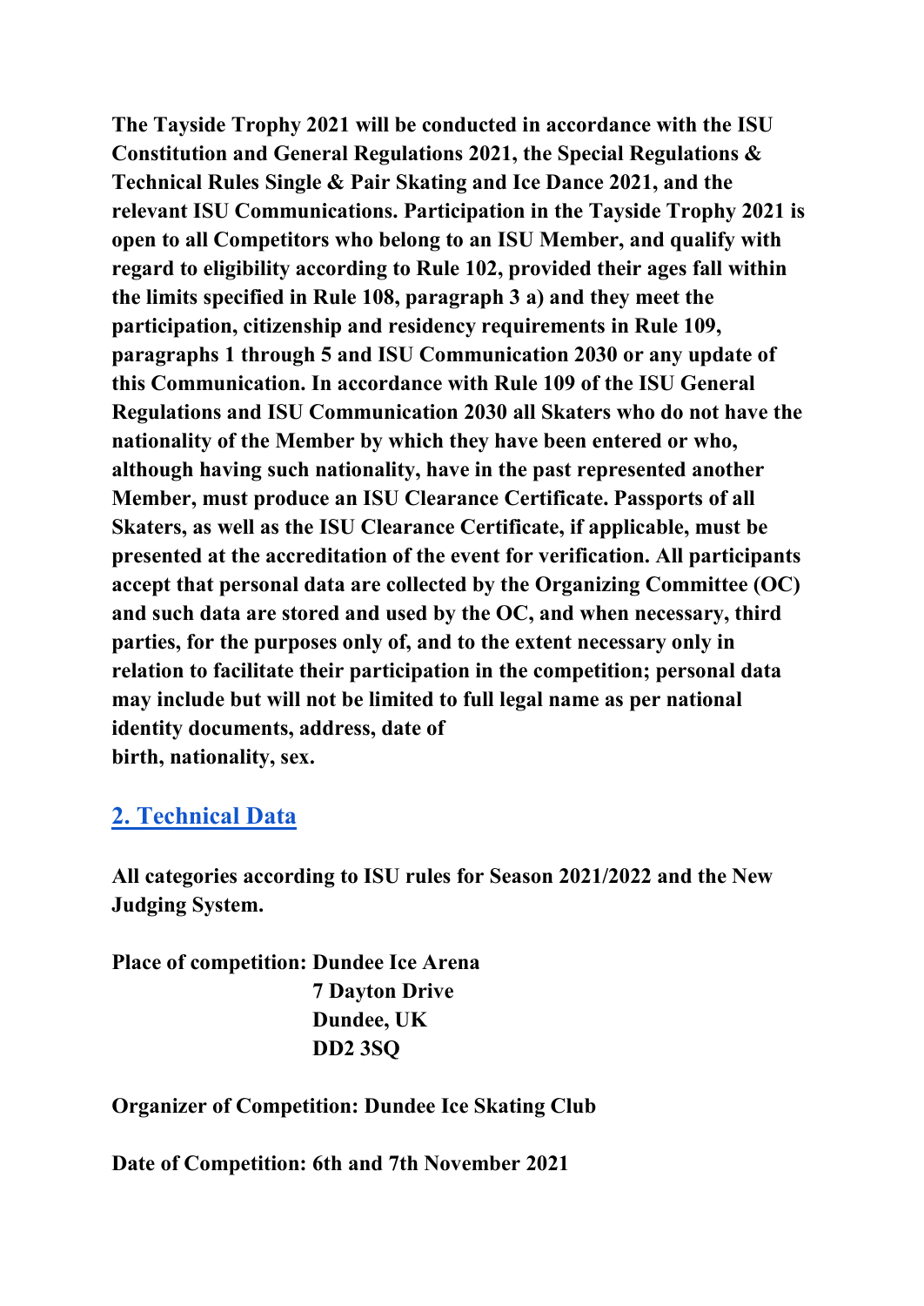**The Tayside Trophy 2021 will be conducted in accordance with the ISU Constitution and General Regulations 2021, the Special Regulations & Technical Rules Single & Pair Skating and Ice Dance 2021, and the relevant ISU Communications. Participation in the Tayside Trophy 2021 is open to all Competitors who belong to an ISU Member, and qualify with regard to eligibility according to Rule 102, provided their ages fall within the limits specified in Rule 108, paragraph 3 a) and they meet the participation, citizenship and residency requirements in Rule 109, paragraphs 1 through 5 and ISU Communication 2030 or any update of this Communication. In accordance with Rule 109 of the ISU General Regulations and ISU Communication 2030 all Skaters who do not have the nationality of the Member by which they have been entered or who, although having such nationality, have in the past represented another Member, must produce an ISU Clearance Certificate. Passports of all Skaters, as well as the ISU Clearance Certificate, if applicable, must be presented at the accreditation of the event for verification. All participants accept that personal data are collected by the Organizing Committee (OC) and such data are stored and used by the OC, and when necessary, third parties, for the purposes only of, and to the extent necessary only in relation to facilitate their participation in the competition; personal data may include but will not be limited to full legal name as per national identity documents, address, date of birth, nationality, sex.**

## 2. Technical Data

**All categories according to ISU rules for Season 2021/2022 and the New Judging System.**

**Place of competition: Dundee Ice Arena**
**7 Dayton Drive**
**Dundee, UK**
**DD2 3SQ**

**Organizer of Competition: Dundee Ice Skating Club**

**Date of Competition: 6th and 7th November 2021**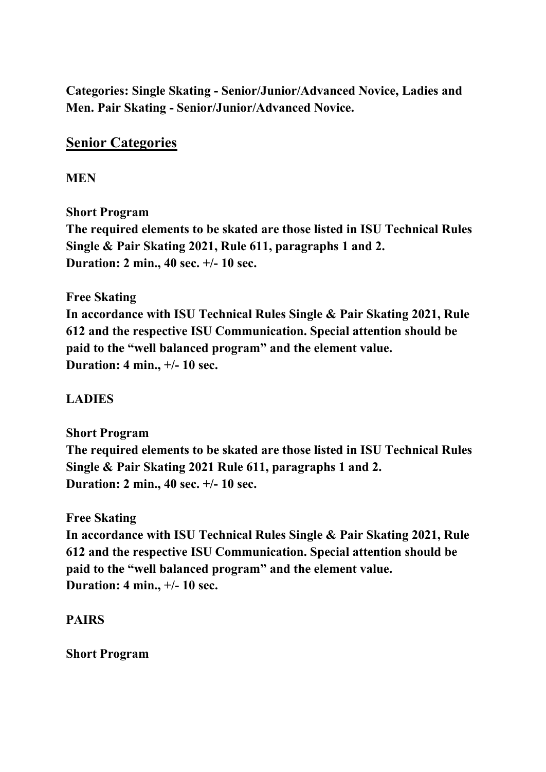**Categories: Single Skating - Senior/Junior/Advanced Novice, Ladies and Men. Pair Skating - Senior/Junior/Advanced Novice.**

## Senior Categories

**MEN**

**Short Program**
**The required elements to be skated are those listed in ISU Technical Rules Single & Pair Skating 2021, Rule 611, paragraphs 1 and 2.**
**Duration: 2 min., 40 sec. +/- 10 sec.**

**Free Skating**
**In accordance with ISU Technical Rules Single & Pair Skating 2021, Rule 612 and the respective ISU Communication. Special attention should be paid to the "well balanced program" and the element value.**
**Duration: 4 min., +/- 10 sec.**

**LADIES**

**Short Program**
**The required elements to be skated are those listed in ISU Technical Rules Single & Pair Skating 2021 Rule 611, paragraphs 1 and 2.**
**Duration: 2 min., 40 sec. +/- 10 sec.**

**Free Skating**
**In accordance with ISU Technical Rules Single & Pair Skating 2021, Rule 612 and the respective ISU Communication. Special attention should be paid to the "well balanced program" and the element value.**
**Duration: 4 min., +/- 10 sec.**

**PAIRS**

**Short Program**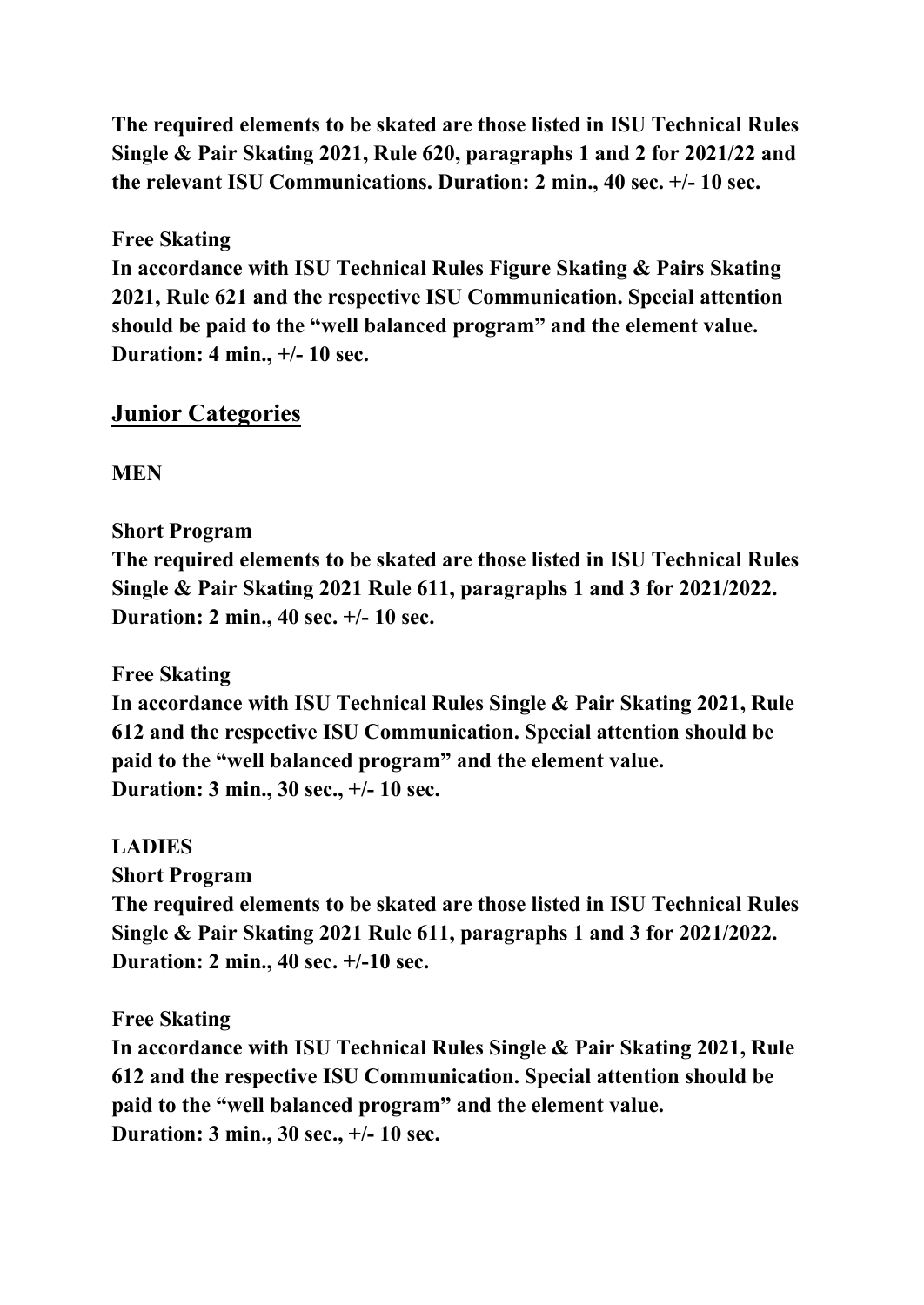**The required elements to be skated are those listed in ISU Technical Rules Single & Pair Skating 2021, Rule 620, paragraphs 1 and 2 for 2021/22 and the relevant ISU Communications. Duration: 2 min., 40 sec. +/- 10 sec.**

**Free Skating**
**In accordance with ISU Technical Rules Figure Skating & Pairs Skating 2021, Rule 621 and the respective ISU Communication. Special attention should be paid to the "well balanced program" and the element value. Duration: 4 min., +/- 10 sec.**

## Junior Categories

**MEN**

**Short Program**
**The required elements to be skated are those listed in ISU Technical Rules Single & Pair Skating 2021 Rule 611, paragraphs 1 and 3 for 2021/2022. Duration: 2 min., 40 sec. +/- 10 sec.**

**Free Skating**
**In accordance with ISU Technical Rules Single & Pair Skating 2021, Rule 612 and the respective ISU Communication. Special attention should be paid to the "well balanced program" and the element value.**
**Duration: 3 min., 30 sec., +/- 10 sec.**

**LADIES**
**Short Program**
**The required elements to be skated are those listed in ISU Technical Rules Single & Pair Skating 2021 Rule 611, paragraphs 1 and 3 for 2021/2022. Duration: 2 min., 40 sec. +/-10 sec.**

**Free Skating**
**In accordance with ISU Technical Rules Single & Pair Skating 2021, Rule 612 and the respective ISU Communication. Special attention should be paid to the "well balanced program" and the element value.**
**Duration: 3 min., 30 sec., +/- 10 sec.**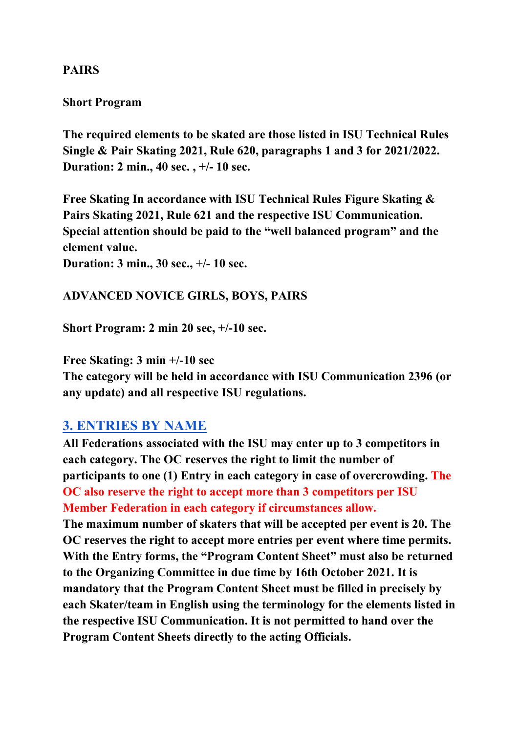**PAIRS**

**Short Program**

**The required elements to be skated are those listed in ISU Technical Rules Single & Pair Skating 2021, Rule 620, paragraphs 1 and 3 for 2021/2022. Duration: 2 min., 40 sec. , +/- 10 sec.**

**Free Skating In accordance with ISU Technical Rules Figure Skating & Pairs Skating 2021, Rule 621 and the respective ISU Communication. Special attention should be paid to the "well balanced program" and the element value.**
**Duration: 3 min., 30 sec., +/- 10 sec.**

**ADVANCED NOVICE GIRLS, BOYS, PAIRS**

**Short Program: 2 min 20 sec, +/-10 sec.**

**Free Skating: 3 min +/-10 sec**
**The category will be held in accordance with ISU Communication 2396 (or any update) and all respective ISU regulations.**

## 3. ENTRIES BY NAME

**All Federations associated with the ISU may enter up to 3 competitors in each category. The OC reserves the right to limit the number of participants to one (1) Entry in each category in case of overcrowding. The OC also reserve the right to accept more than 3 competitors per ISU Member Federation in each category if circumstances allow.**
**The maximum number of skaters that will be accepted per event is 20. The OC reserves the right to accept more entries per event where time permits. With the Entry forms, the "Program Content Sheet" must also be returned to the Organizing Committee in due time by 16th October 2021. It is mandatory that the Program Content Sheet must be filled in precisely by each Skater/team in English using the terminology for the elements listed in the respective ISU Communication. It is not permitted to hand over the Program Content Sheets directly to the acting Officials.**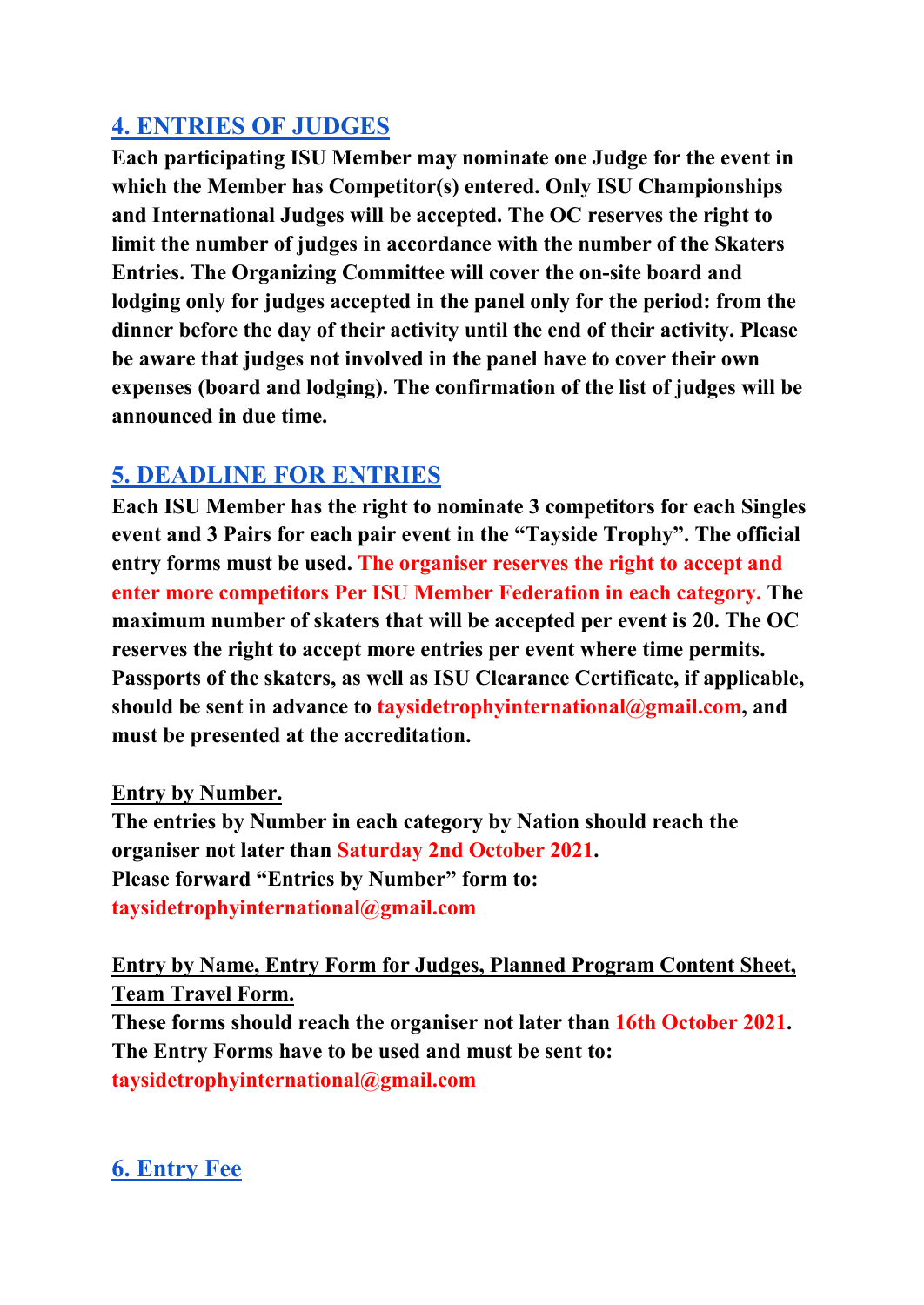## 4. ENTRIES OF JUDGES

**Each participating ISU Member may nominate one Judge for the event in which the Member has Competitor(s) entered. Only ISU Championships and International Judges will be accepted. The OC reserves the right to limit the number of judges in accordance with the number of the Skaters Entries. The Organizing Committee will cover the on-site board and lodging only for judges accepted in the panel only for the period: from the dinner before the day of their activity until the end of their activity. Please be aware that judges not involved in the panel have to cover their own expenses (board and lodging). The confirmation of the list of judges will be announced in due time.**

## 5. DEADLINE FOR ENTRIES

**Each ISU Member has the right to nominate 3 competitors for each Singles event and 3 Pairs for each pair event in the "Tayside Trophy". The official entry forms must be used. The organiser reserves the right to accept and enter more competitors Per ISU Member Federation in each category. The maximum number of skaters that will be accepted per event is 20. The OC reserves the right to accept more entries per event where time permits. Passports of the skaters, as well as ISU Clearance Certificate, if applicable, should be sent in advance to taysidetrophyinternational@gmail.com, and must be presented at the accreditation.**

**Entry by Number.**

**The entries by Number in each category by Nation should reach the organiser not later than Saturday 2nd October 2021.**
**Please forward "Entries by Number" form to:**
**taysidetrophyinternational@gmail.com**

**Entry by Name, Entry Form for Judges, Planned Program Content Sheet, Team Travel Form.**

**These forms should reach the organiser not later than 16th October 2021.**
**The Entry Forms have to be used and must be sent to:**
**taysidetrophyinternational@gmail.com**

## 6. Entry Fee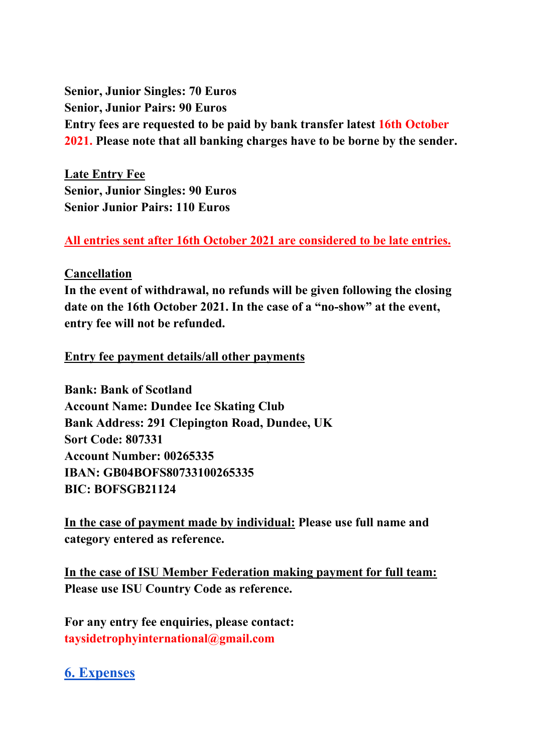**Senior, Junior Singles: 70 Euros**
**Senior, Junior Pairs: 90 Euros**
**Entry fees are requested to be paid by bank transfer latest 16th October 2021. Please note that all banking charges have to be borne by the sender.**

**Late Entry Fee**
**Senior, Junior Singles: 90 Euros**
**Senior Junior Pairs: 110 Euros**

**All entries sent after 16th October 2021 are considered to be late entries.**

**Cancellation**
**In the event of withdrawal, no refunds will be given following the closing date on the 16th October 2021. In the case of a "no-show" at the event, entry fee will not be refunded.**

**Entry fee payment details/all other payments**

**Bank: Bank of Scotland**
**Account Name: Dundee Ice Skating Club**
**Bank Address: 291 Clepington Road, Dundee, UK**
**Sort Code: 807331**
**Account Number: 00265335**
**IBAN: GB04BOFS80733100265335**
**BIC: BOFSGB21124**

**In the case of payment made by individual: Please use full name and category entered as reference.**

**In the case of ISU Member Federation making payment for full team: Please use ISU Country Code as reference.**

**For any entry fee enquiries, please contact:**
**taysidetrophyinternational@gmail.com**

## 6. Expenses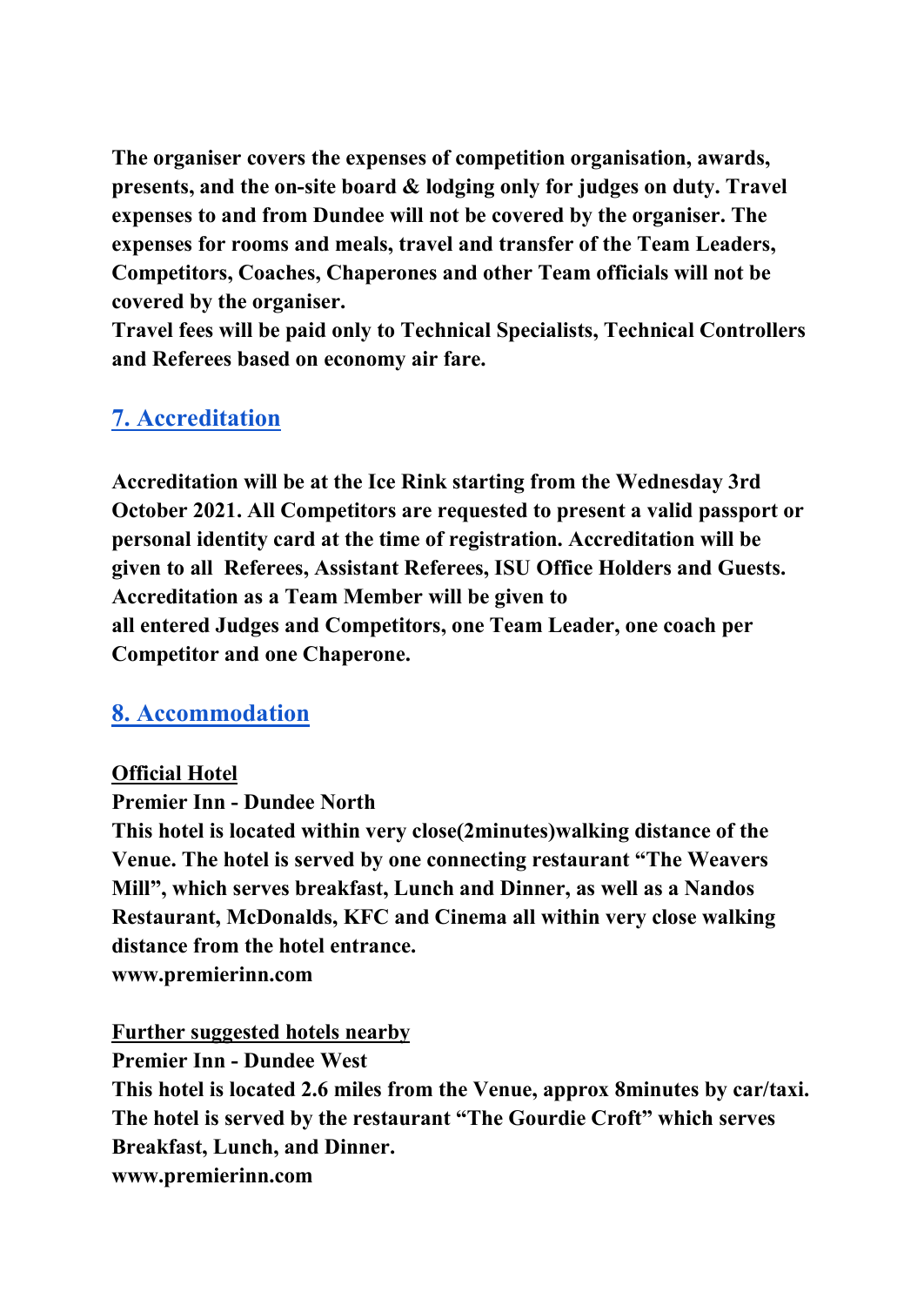**The organiser covers the expenses of competition organisation, awards, presents, and the on-site board & lodging only for judges on duty. Travel expenses to and from Dundee will not be covered by the organiser. The expenses for rooms and meals, travel and transfer of the Team Leaders, Competitors, Coaches, Chaperones and other Team officials will not be covered by the organiser.**
**Travel fees will be paid only to Technical Specialists, Technical Controllers and Referees based on economy air fare.**

## 7. Accreditation

**Accreditation will be at the Ice Rink starting from the Wednesday 3rd October 2021. All Competitors are requested to present a valid passport or personal identity card at the time of registration. Accreditation will be given to all Referees, Assistant Referees, ISU Office Holders and Guests. Accreditation as a Team Member will be given to all entered Judges and Competitors, one Team Leader, one coach per Competitor and one Chaperone.**

## 8. Accommodation

**Official Hotel**

**Premier Inn - Dundee North**
**This hotel is located within very close(2minutes)walking distance of the Venue. The hotel is served by one connecting restaurant "The Weavers Mill", which serves breakfast, Lunch and Dinner, as well as a Nandos Restaurant, McDonalds, KFC and Cinema all within very close walking distance from the hotel entrance.**
**www.premierinn.com**

**Further suggested hotels nearby**

**Premier Inn - Dundee West**
**This hotel is located 2.6 miles from the Venue, approx 8minutes by car/taxi. The hotel is served by the restaurant "The Gourdie Croft" which serves Breakfast, Lunch, and Dinner.**
**www.premierinn.com**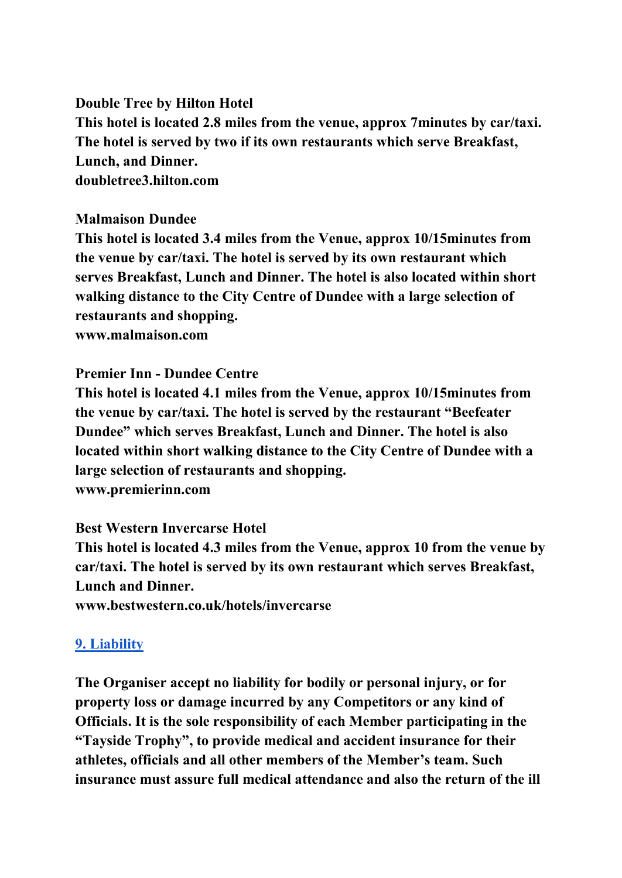**Double Tree by Hilton Hotel**
**This hotel is located 2.8 miles from the venue, approx 7minutes by car/taxi. The hotel is served by two if its own restaurants which serve Breakfast, Lunch, and Dinner.**
**doubletree3.hilton.com**

**Malmaison Dundee**
**This hotel is located 3.4 miles from the Venue, approx 10/15minutes from the venue by car/taxi. The hotel is served by its own restaurant which serves Breakfast, Lunch and Dinner. The hotel is also located within short walking distance to the City Centre of Dundee with a large selection of restaurants and shopping.**
**www.malmaison.com**

**Premier Inn - Dundee Centre**
**This hotel is located 4.1 miles from the Venue, approx 10/15minutes from the venue by car/taxi. The hotel is served by the restaurant "Beefeater Dundee" which serves Breakfast, Lunch and Dinner. The hotel is also located within short walking distance to the City Centre of Dundee with a large selection of restaurants and shopping.**
**www.premierinn.com**

**Best Western Invercarse Hotel**
**This hotel is located 4.3 miles from the Venue, approx 10 from the venue by car/taxi. The hotel is served by its own restaurant which serves Breakfast, Lunch and Dinner.**
**www.bestwestern.co.uk/hotels/invercarse**

## 9. Liability

**The Organiser accept no liability for bodily or personal injury, or for property loss or damage incurred by any Competitors or any kind of Officials. It is the sole responsibility of each Member participating in the "Tayside Trophy", to provide medical and accident insurance for their athletes, officials and all other members of the Member's team. Such insurance must assure full medical attendance and also the return of the ill**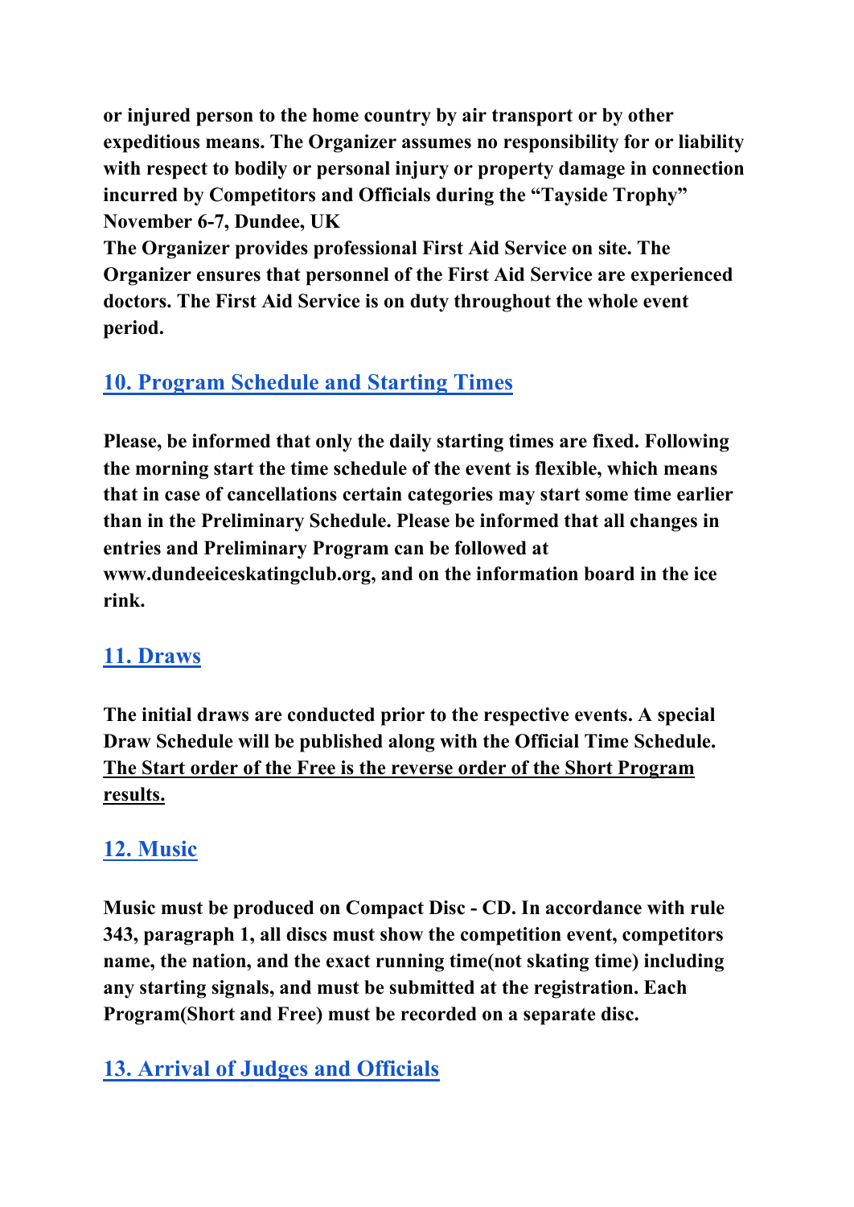**or injured person to the home country by air transport or by other expeditious means. The Organizer assumes no responsibility for or liability with respect to bodily or personal injury or property damage in connection incurred by Competitors and Officials during the "Tayside Trophy" November 6-7, Dundee, UK**

**The Organizer provides professional First Aid Service on site. The Organizer ensures that personnel of the First Aid Service are experienced doctors. The First Aid Service is on duty throughout the whole event period.**

## 10. Program Schedule and Starting Times

**Please, be informed that only the daily starting times are fixed. Following the morning start the time schedule of the event is flexible, which means that in case of cancellations certain categories may start some time earlier than in the Preliminary Schedule. Please be informed that all changes in entries and Preliminary Program can be followed at www.dundeeiceskatingclub.org, and on the information board in the ice rink.**

## 11. Draws

**The initial draws are conducted prior to the respective events. A special Draw Schedule will be published along with the Official Time Schedule. The Start order of the Free is the reverse order of the Short Program results.**

## 12. Music

**Music must be produced on Compact Disc - CD. In accordance with rule 343, paragraph 1, all discs must show the competition event, competitors name, the nation, and the exact running time(not skating time) including any starting signals, and must be submitted at the registration. Each Program(Short and Free) must be recorded on a separate disc.**

## 13. Arrival of Judges and Officials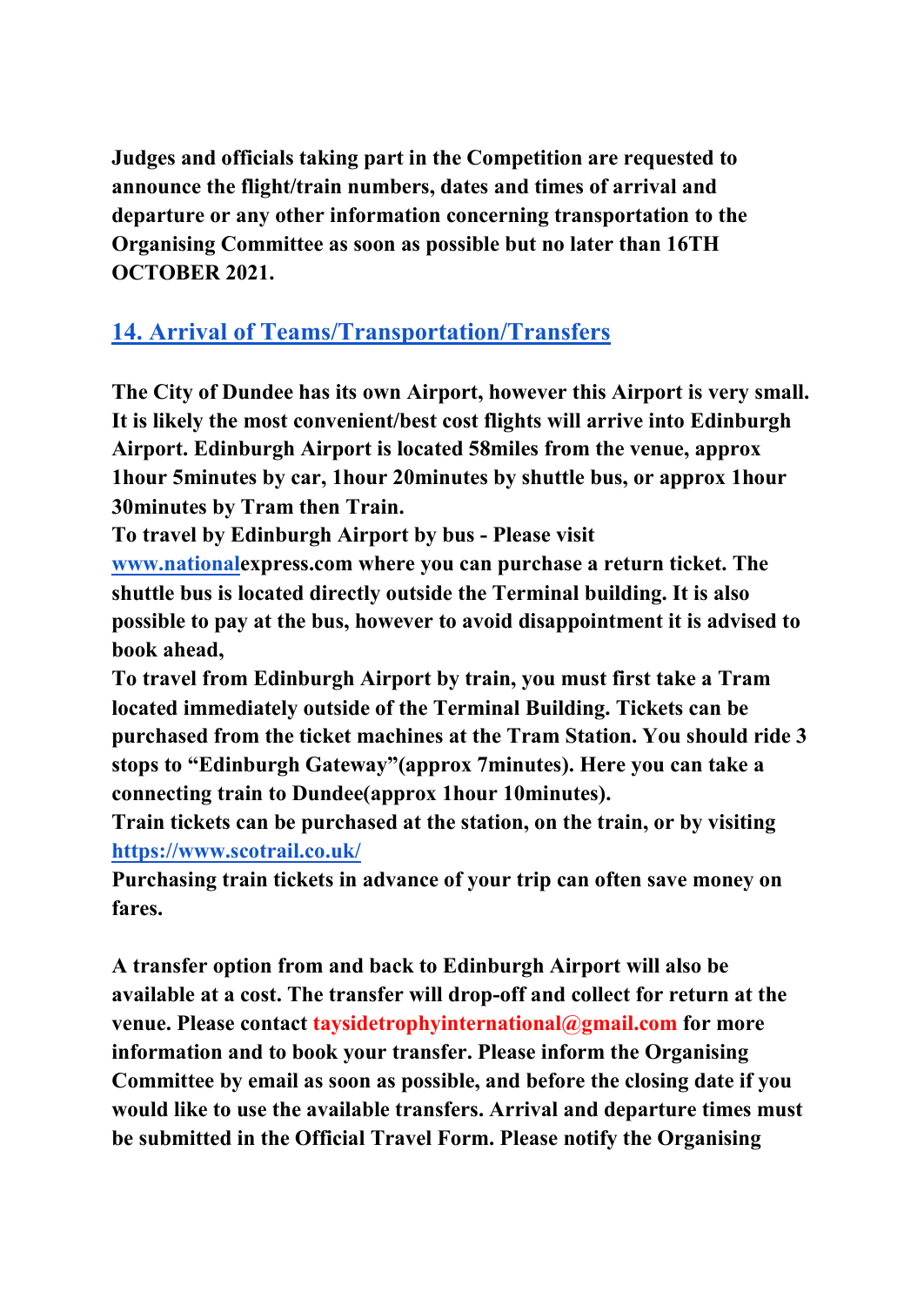**Judges and officials taking part in the Competition are requested to announce the flight/train numbers, dates and times of arrival and departure or any other information concerning transportation to the Organising Committee as soon as possible but no later than 16TH OCTOBER 2021.**

## 14. Arrival of Teams/Transportation/Transfers

**The City of Dundee has its own Airport, however this Airport is very small. It is likely the most convenient/best cost flights will arrive into Edinburgh Airport. Edinburgh Airport is located 58miles from the venue, approx 1hour 5minutes by car, 1hour 20minutes by shuttle bus, or approx 1hour 30minutes by Tram then Train.**

**To travel by Edinburgh Airport by bus - Please visit www.nationalexpress.com where you can purchase a return ticket. The shuttle bus is located directly outside the Terminal building. It is also possible to pay at the bus, however to avoid disappointment it is advised to book ahead,**

**To travel from Edinburgh Airport by train, you must first take a Tram located immediately outside of the Terminal Building. Tickets can be purchased from the ticket machines at the Tram Station. You should ride 3 stops to "Edinburgh Gateway"(approx 7minutes). Here you can take a connecting train to Dundee(approx 1hour 10minutes).**

**Train tickets can be purchased at the station, on the train, or by visiting https://www.scotrail.co.uk/**

**Purchasing train tickets in advance of your trip can often save money on fares.**

**A transfer option from and back to Edinburgh Airport will also be available at a cost. The transfer will drop-off and collect for return at the venue. Please contact taysidetrophyinternational@gmail.com for more information and to book your transfer. Please inform the Organising Committee by email as soon as possible, and before the closing date if you would like to use the available transfers. Arrival and departure times must be submitted in the Official Travel Form. Please notify the Organising**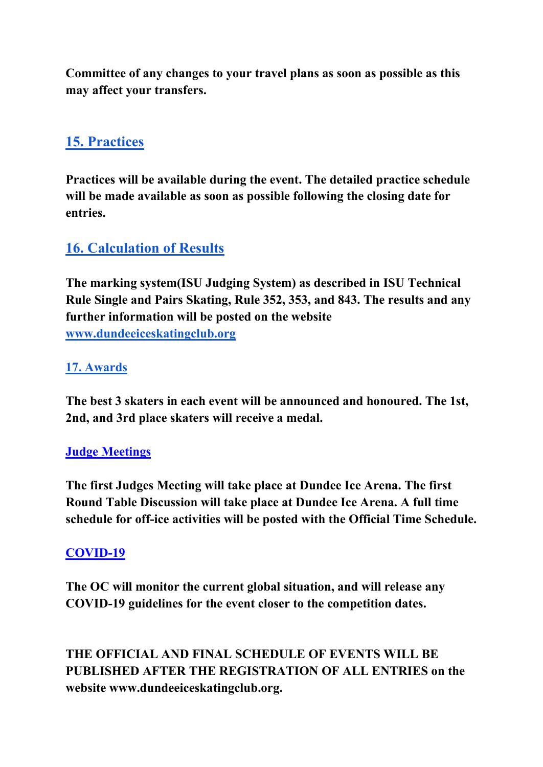**Committee of any changes to your travel plans as soon as possible as this may affect your transfers.**

## 15. Practices

**Practices will be available during the event. The detailed practice schedule will be made available as soon as possible following the closing date for entries.**

## 16. Calculation of Results

**The marking system(ISU Judging System) as described in ISU Technical Rule Single and Pairs Skating, Rule 352, 353, and 843. The results and any further information will be posted on the website [www.dundeeiceskatingclub.org](http://www.dundeeiceskatingclub.org)**

## 17. Awards

**The best 3 skaters in each event will be announced and honoured. The 1st, 2nd, and 3rd place skaters will receive a medal.**

## Judge Meetings

**The first Judges Meeting will take place at Dundee Ice Arena. The first Round Table Discussion will take place at Dundee Ice Arena. A full time schedule for off-ice activities will be posted with the Official Time Schedule.**

## COVID-19

**The OC will monitor the current global situation, and will release any COVID-19 guidelines for the event closer to the competition dates.**

**THE OFFICIAL AND FINAL SCHEDULE OF EVENTS WILL BE PUBLISHED AFTER THE REGISTRATION OF ALL ENTRIES on the website www.dundeeiceskatingclub.org.**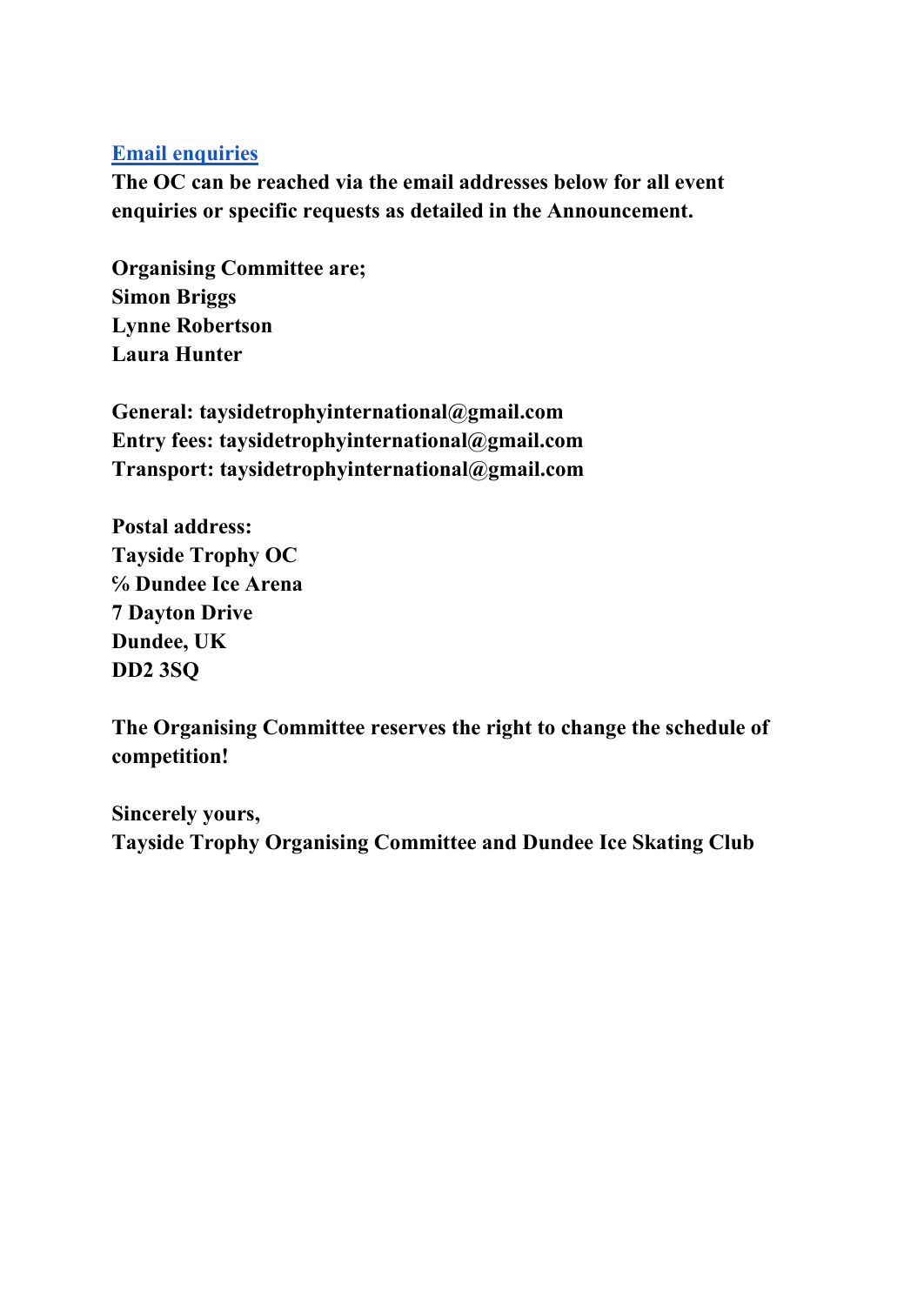## Email enquiries

**The OC can be reached via the email addresses below for all event enquiries or specific requests as detailed in the Announcement.**

**Organising Committee are;**
**Simon Briggs**
**Lynne Robertson**
**Laura Hunter**

**General: taysidetrophyinternational@gmail.com**
**Entry fees: taysidetrophyinternational@gmail.com**
**Transport: taysidetrophyinternational@gmail.com**

**Postal address:**
**Tayside Trophy OC**
**% Dundee Ice Arena**
**7 Dayton Drive**
**Dundee, UK**
**DD2 3SQ**

**The Organising Committee reserves the right to change the schedule of competition!**

**Sincerely yours,**
**Tayside Trophy Organising Committee and Dundee Ice Skating Club**